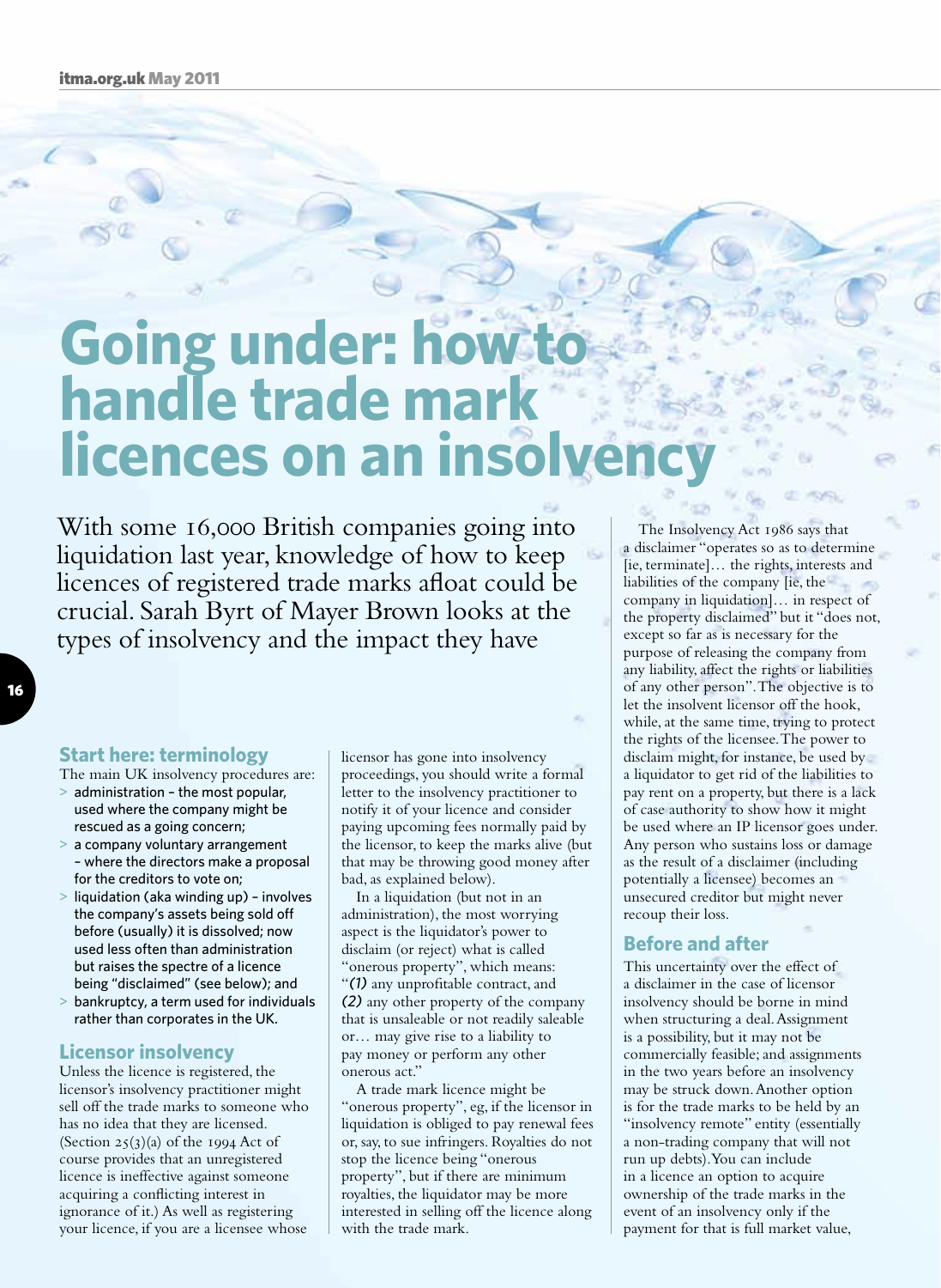# Going under: how to handle trade mark licences on an insolvency

With some 16,000 British companies going into liquidation last year, knowledge of how to keep licences of registered trade marks afloat could be crucial. Sarah Byrt of Mayer Brown looks at the types of insolvency and the impact they have

## Start here: terminology

The main UK insolvency procedures are:

- administration – the most popular, used where the company might be rescued as a going concern;
- a company voluntary arrangement – where the directors make a proposal for the creditors to vote on;
- liquidation (aka winding up) – involves the company's assets being sold off before (usually) it is dissolved; now used less often than administration but raises the spectre of a licence being "disclaimed" (see below); and
- bankruptcy, a term used for individuals rather than corporates in the UK.

## Licensor insolvency

Unless the licence is registered, the licensor's insolvency practitioner might sell off the trade marks to someone who has no idea that they are licensed. (Section 25(3)(a) of the 1994 Act of course provides that an unregistered licence is ineffective against someone acquiring a conflicting interest in ignorance of it.) As well as registering your licence, if you are a licensee whose licensor has gone into insolvency proceedings, you should write a formal letter to the insolvency practitioner to notify it of your licence and consider paying upcoming fees normally paid by the licensor, to keep the marks alive (but that may be throwing good money after bad, as explained below).

In a liquidation (but not in an administration), the most worrying aspect is the liquidator's power to disclaim (or reject) what is called "onerous property", which means: "*(1)* any unprofitable contract, and *(2)* any other property of the company that is unsaleable or not readily saleable or… may give rise to a liability to pay money or perform any other onerous act."

A trade mark licence might be "onerous property", eg, if the licensor in liquidation is obliged to pay renewal fees or, say, to sue infringers. Royalties do not stop the licence being "onerous property", but if there are minimum royalties, the liquidator may be more interested in selling off the licence along with the trade mark.

The Insolvency Act 1986 says that a disclaimer "operates so as to determine [ie, terminate]… the rights, interests and liabilities of the company [ie, the company in liquidation]… in respect of the property disclaimed" but it "does not, except so far as is necessary for the purpose of releasing the company from any liability, affect the rights or liabilities of any other person". The objective is to let the insolvent licensor off the hook, while, at the same time, trying to protect the rights of the licensee. The power to disclaim might, for instance, be used by a liquidator to get rid of the liabilities to pay rent on a property, but there is a lack of case authority to show how it might be used where an IP licensor goes under. Any person who sustains loss or damage as the result of a disclaimer (including potentially a licensee) becomes an unsecured creditor but might never recoup their loss.

## Before and after

This uncertainty over the effect of a disclaimer in the case of licensor insolvency should be borne in mind when structuring a deal. Assignment is a possibility, but it may not be commercially feasible; and assignments in the two years before an insolvency may be struck down. Another option is for the trade marks to be held by an "insolvency remote" entity (essentially a non-trading company that will not run up debts). You can include in a licence an option to acquire ownership of the trade marks in the event of an insolvency only if the payment for that is full market value,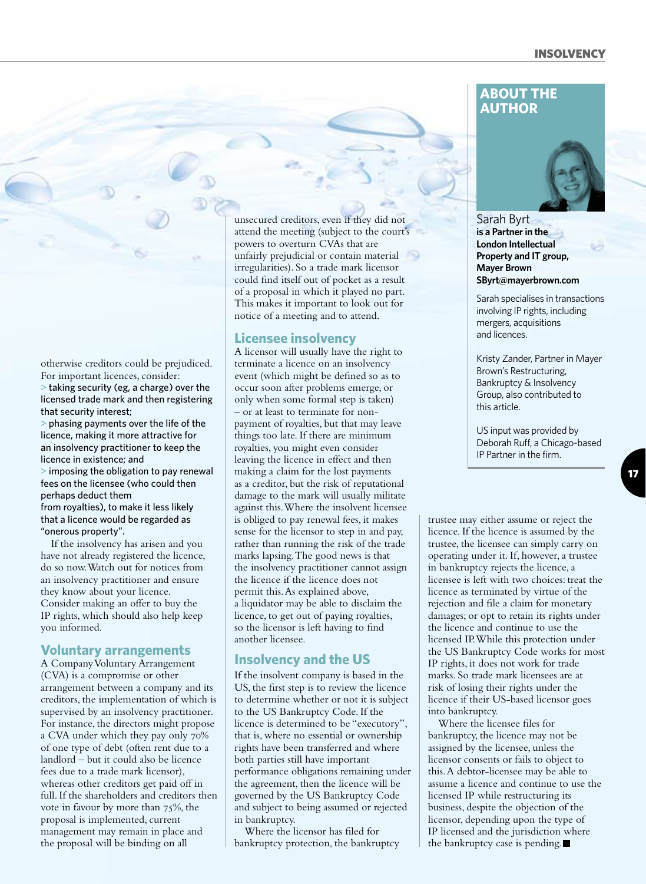otherwise creditors could be prejudiced. For important licences, consider:

> taking security (eg, a charge) over the licensed trade mark and then registering that security interest;

> phasing payments over the life of the licence, making it more attractive for an insolvency practitioner to keep the licence in existence; and

> imposing the obligation to pay renewal fees on the licensee (who could then perhaps deduct them from royalties), to make it less likely that a licence would be regarded as "onerous property".

If the insolvency has arisen and you have not already registered the licence, do so now. Watch out for notices from an insolvency practitioner and ensure they know about your licence. Consider making an offer to buy the IP rights, which should also help keep you informed.

## Voluntary arrangements

A Company Voluntary Arrangement (CVA) is a compromise or other arrangement between a company and its creditors, the implementation of which is supervised by an insolvency practitioner. For instance, the directors might propose a CVA under which they pay only 70% of one type of debt (often rent due to a landlord – but it could also be licence fees due to a trade mark licensor), whereas other creditors get paid off in full. If the shareholders and creditors then vote in favour by more than 75%, the proposal is implemented, current management may remain in place and the proposal will be binding on all unsecured creditors, even if they did not attend the meeting (subject to the court's powers to overturn CVAs that are unfairly prejudicial or contain material irregularities). So a trade mark licensor could find itself out of pocket as a result of a proposal in which it played no part. This makes it important to look out for notice of a meeting and to attend.

## Licensee insolvency

A licensor will usually have the right to terminate a licence on an insolvency event (which might be defined so as to occur soon after problems emerge, or only when some formal step is taken) – or at least to terminate for non-payment of royalties, but that may leave things too late. If there are minimum royalties, you might even consider leaving the licence in effect and then making a claim for the lost payments as a creditor, but the risk of reputational damage to the mark will usually militate against this. Where the insolvent licensee is obliged to pay renewal fees, it makes sense for the licensor to step in and pay, rather than running the risk of the trade marks lapsing. The good news is that the insolvency practitioner cannot assign the licence if the licence does not permit this. As explained above, a liquidator may be able to disclaim the licence, to get out of paying royalties, so the licensor is left having to find another licensee.

## Insolvency and the US

If the insolvent company is based in the US, the first step is to review the licence to determine whether or not it is subject to the US Bankruptcy Code. If the licence is determined to be "executory", that is, where no essential or ownership rights have been transferred and where both parties still have important performance obligations remaining under the agreement, then the licence will be governed by the US Bankruptcy Code and subject to being assumed or rejected in bankruptcy.

Where the licensor has filed for bankruptcy protection, the bankruptcy trustee may either assume or reject the licence. If the licence is assumed by the trustee, the licensee can simply carry on operating under it. If, however, a trustee in bankruptcy rejects the licence, a licensee is left with two choices: treat the licence as terminated by virtue of the rejection and file a claim for monetary damages; or opt to retain its rights under the licence and continue to use the licensed IP. While this protection under the US Bankruptcy Code works for most IP rights, it does not work for trade marks. So trade mark licensees are at risk of losing their rights under the licence if their US-based licensor goes into bankruptcy.

Where the licensee files for bankruptcy, the licence may not be assigned by the licensee, unless the licensor consents or fails to object to this. A debtor-licensee may be able to assume a licence and continue to use the licensed IP while restructuring its business, despite the objection of the licensor, depending upon the type of IP licensed and the jurisdiction where the bankruptcy case is pending. ■

## ABOUT THE AUTHOR

Sarah Byrt
**is a Partner in the London Intellectual Property and IT group, Mayer Brown**
**SByrt@mayerbrown.com**

Sarah specialises in transactions involving IP rights, including mergers, acquisitions and licences.

Kristy Zander, Partner in Mayer Brown's Restructuring, Bankruptcy & Insolvency Group, also contributed to this article.

US input was provided by Deborah Ruff, a Chicago-based IP Partner in the firm.